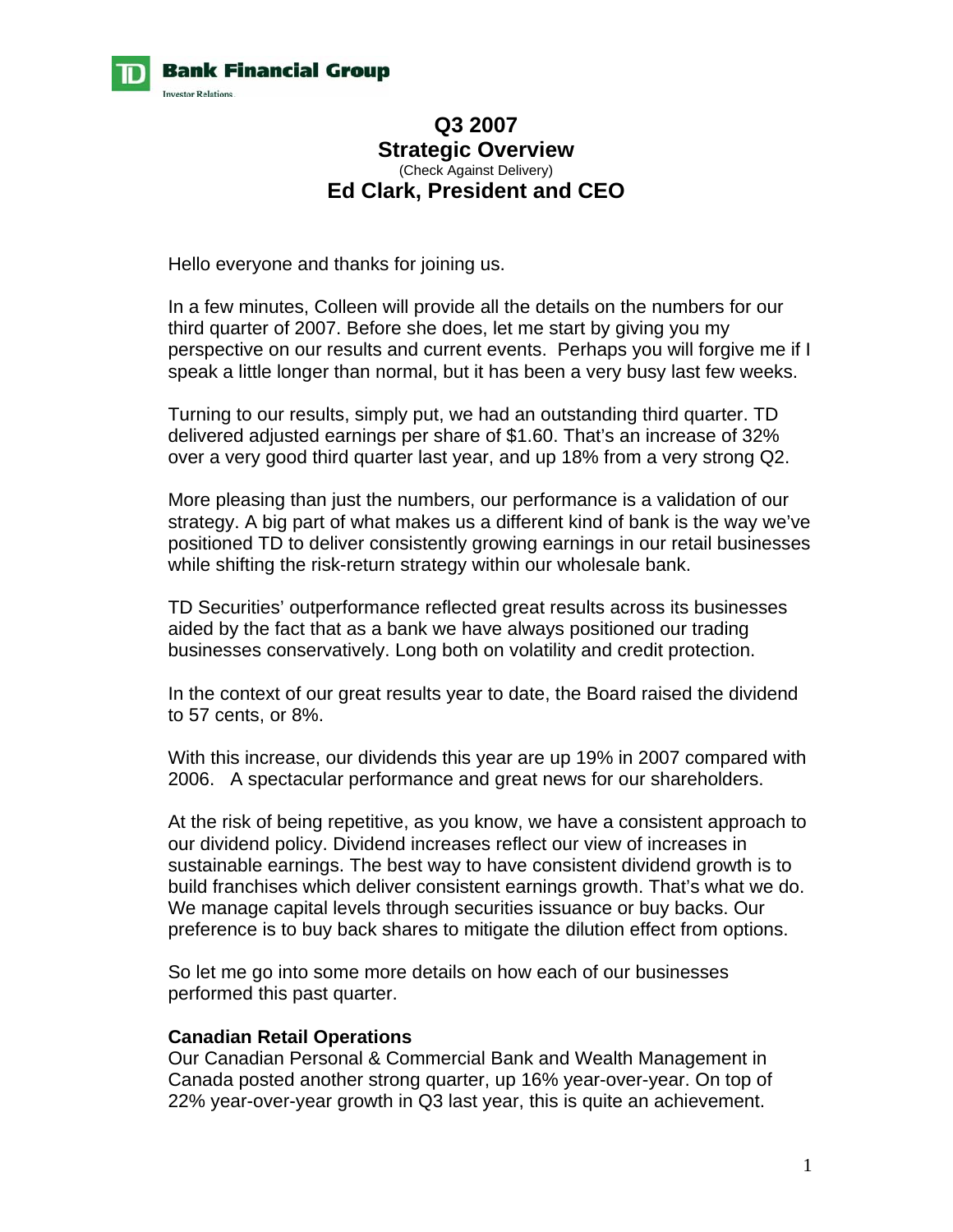# Q3 2007
# Strategic Overview

(Check Against Delivery)

## Ed Clark, President and CEO

Hello everyone and thanks for joining us.

In a few minutes, Colleen will provide all the details on the numbers for our third quarter of 2007. Before she does, let me start by giving you my perspective on our results and current events. Perhaps you will forgive me if I speak a little longer than normal, but it has been a very busy last few weeks.

Turning to our results, simply put, we had an outstanding third quarter. TD delivered adjusted earnings per share of $1.60. That's an increase of 32% over a very good third quarter last year, and up 18% from a very strong Q2.

More pleasing than just the numbers, our performance is a validation of our strategy. A big part of what makes us a different kind of bank is the way we've positioned TD to deliver consistently growing earnings in our retail businesses while shifting the risk-return strategy within our wholesale bank.

TD Securities' outperformance reflected great results across its businesses aided by the fact that as a bank we have always positioned our trading businesses conservatively. Long both on volatility and credit protection.

In the context of our great results year to date, the Board raised the dividend to 57 cents, or 8%.

With this increase, our dividends this year are up 19% in 2007 compared with 2006. A spectacular performance and great news for our shareholders.

At the risk of being repetitive, as you know, we have a consistent approach to our dividend policy. Dividend increases reflect our view of increases in sustainable earnings. The best way to have consistent dividend growth is to build franchises which deliver consistent earnings growth. That's what we do. We manage capital levels through securities issuance or buy backs. Our preference is to buy back shares to mitigate the dilution effect from options.

So let me go into some more details on how each of our businesses performed this past quarter.

**Canadian Retail Operations**

Our Canadian Personal & Commercial Bank and Wealth Management in Canada posted another strong quarter, up 16% year-over-year. On top of 22% year-over-year growth in Q3 last year, this is quite an achievement.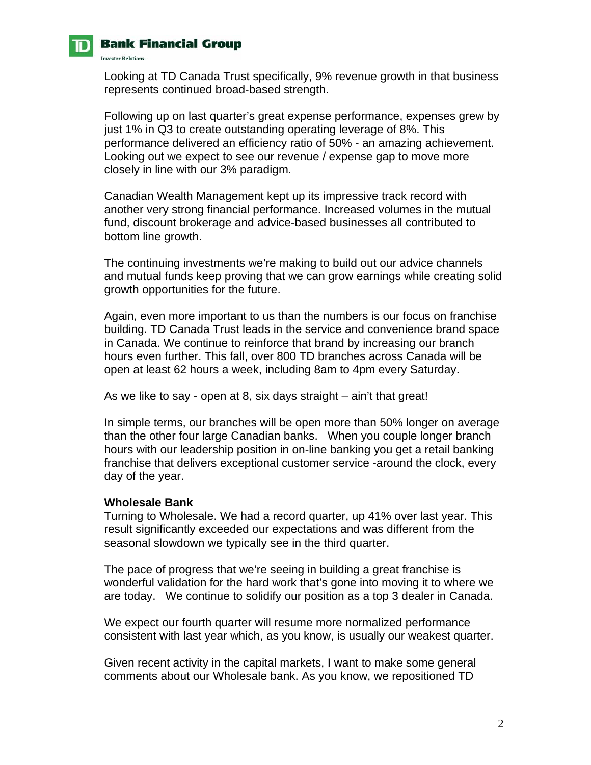Looking at TD Canada Trust specifically, 9% revenue growth in that business represents continued broad-based strength.

Following up on last quarter's great expense performance, expenses grew by just 1% in Q3 to create outstanding operating leverage of 8%. This performance delivered an efficiency ratio of 50% - an amazing achievement. Looking out we expect to see our revenue / expense gap to move more closely in line with our 3% paradigm.

Canadian Wealth Management kept up its impressive track record with another very strong financial performance. Increased volumes in the mutual fund, discount brokerage and advice-based businesses all contributed to bottom line growth.

The continuing investments we're making to build out our advice channels and mutual funds keep proving that we can grow earnings while creating solid growth opportunities for the future.

Again, even more important to us than the numbers is our focus on franchise building. TD Canada Trust leads in the service and convenience brand space in Canada. We continue to reinforce that brand by increasing our branch hours even further. This fall, over 800 TD branches across Canada will be open at least 62 hours a week, including 8am to 4pm every Saturday.

As we like to say - open at 8, six days straight – ain't that great!

In simple terms, our branches will be open more than 50% longer on average than the other four large Canadian banks. When you couple longer branch hours with our leadership position in on-line banking you get a retail banking franchise that delivers exceptional customer service -around the clock, every day of the year.

**Wholesale Bank**

Turning to Wholesale. We had a record quarter, up 41% over last year. This result significantly exceeded our expectations and was different from the seasonal slowdown we typically see in the third quarter.

The pace of progress that we're seeing in building a great franchise is wonderful validation for the hard work that's gone into moving it to where we are today. We continue to solidify our position as a top 3 dealer in Canada.

We expect our fourth quarter will resume more normalized performance consistent with last year which, as you know, is usually our weakest quarter.

Given recent activity in the capital markets, I want to make some general comments about our Wholesale bank. As you know, we repositioned TD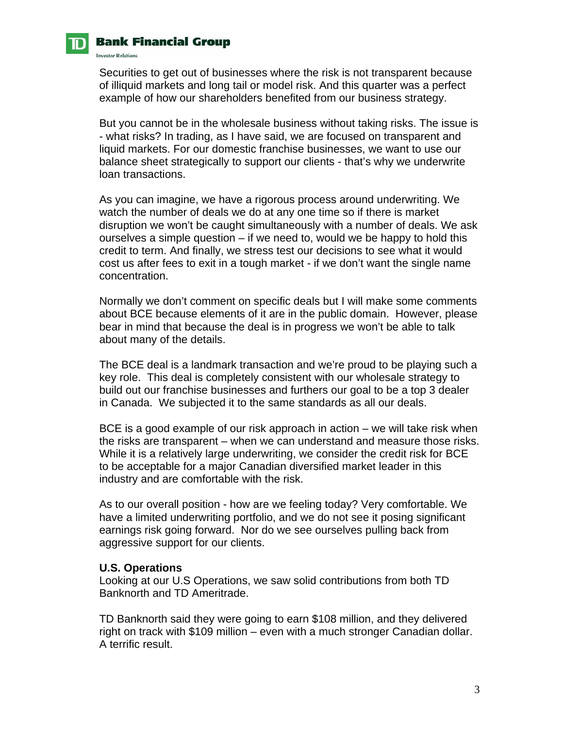Securities to get out of businesses where the risk is not transparent because of illiquid markets and long tail or model risk. And this quarter was a perfect example of how our shareholders benefited from our business strategy.

But you cannot be in the wholesale business without taking risks. The issue is - what risks? In trading, as I have said, we are focused on transparent and liquid markets. For our domestic franchise businesses, we want to use our balance sheet strategically to support our clients - that's why we underwrite loan transactions.

As you can imagine, we have a rigorous process around underwriting. We watch the number of deals we do at any one time so if there is market disruption we won't be caught simultaneously with a number of deals. We ask ourselves a simple question – if we need to, would we be happy to hold this credit to term. And finally, we stress test our decisions to see what it would cost us after fees to exit in a tough market - if we don't want the single name concentration.

Normally we don't comment on specific deals but I will make some comments about BCE because elements of it are in the public domain. However, please bear in mind that because the deal is in progress we won't be able to talk about many of the details.

The BCE deal is a landmark transaction and we're proud to be playing such a key role. This deal is completely consistent with our wholesale strategy to build out our franchise businesses and furthers our goal to be a top 3 dealer in Canada. We subjected it to the same standards as all our deals.

BCE is a good example of our risk approach in action – we will take risk when the risks are transparent – when we can understand and measure those risks. While it is a relatively large underwriting, we consider the credit risk for BCE to be acceptable for a major Canadian diversified market leader in this industry and are comfortable with the risk.

As to our overall position - how are we feeling today? Very comfortable. We have a limited underwriting portfolio, and we do not see it posing significant earnings risk going forward. Nor do we see ourselves pulling back from aggressive support for our clients.

**U.S. Operations**

Looking at our U.S Operations, we saw solid contributions from both TD Banknorth and TD Ameritrade.

TD Banknorth said they were going to earn $108 million, and they delivered right on track with $109 million – even with a much stronger Canadian dollar. A terrific result.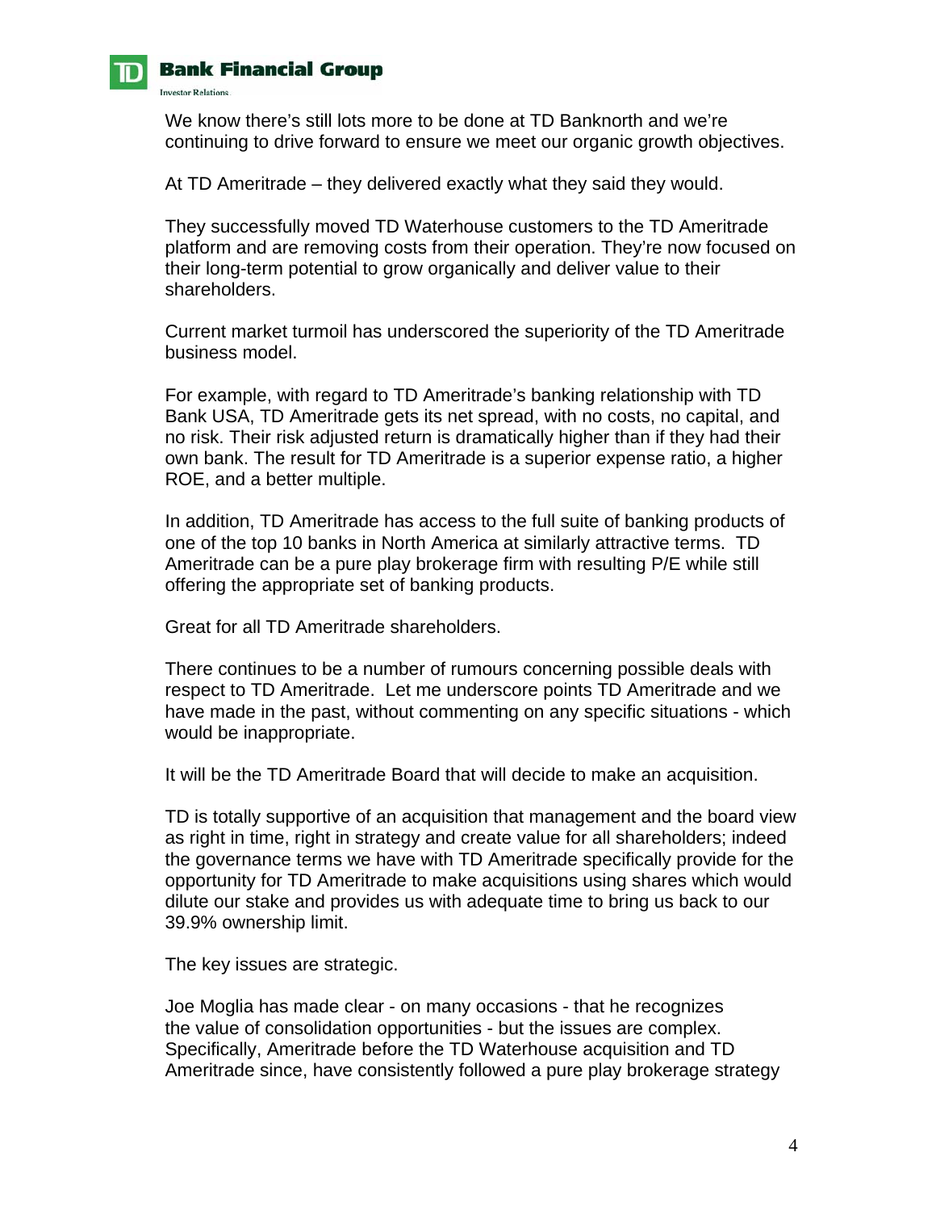We know there's still lots more to be done at TD Banknorth and we're continuing to drive forward to ensure we meet our organic growth objectives.

At TD Ameritrade – they delivered exactly what they said they would.

They successfully moved TD Waterhouse customers to the TD Ameritrade platform and are removing costs from their operation. They're now focused on their long-term potential to grow organically and deliver value to their shareholders.

Current market turmoil has underscored the superiority of the TD Ameritrade business model.

For example, with regard to TD Ameritrade's banking relationship with TD Bank USA, TD Ameritrade gets its net spread, with no costs, no capital, and no risk. Their risk adjusted return is dramatically higher than if they had their own bank. The result for TD Ameritrade is a superior expense ratio, a higher ROE, and a better multiple.

In addition, TD Ameritrade has access to the full suite of banking products of one of the top 10 banks in North America at similarly attractive terms. TD Ameritrade can be a pure play brokerage firm with resulting P/E while still offering the appropriate set of banking products.

Great for all TD Ameritrade shareholders.

There continues to be a number of rumours concerning possible deals with respect to TD Ameritrade. Let me underscore points TD Ameritrade and we have made in the past, without commenting on any specific situations - which would be inappropriate.

It will be the TD Ameritrade Board that will decide to make an acquisition.

TD is totally supportive of an acquisition that management and the board view as right in time, right in strategy and create value for all shareholders; indeed the governance terms we have with TD Ameritrade specifically provide for the opportunity for TD Ameritrade to make acquisitions using shares which would dilute our stake and provides us with adequate time to bring us back to our 39.9% ownership limit.

The key issues are strategic.

Joe Moglia has made clear - on many occasions - that he recognizes the value of consolidation opportunities - but the issues are complex. Specifically, Ameritrade before the TD Waterhouse acquisition and TD Ameritrade since, have consistently followed a pure play brokerage strategy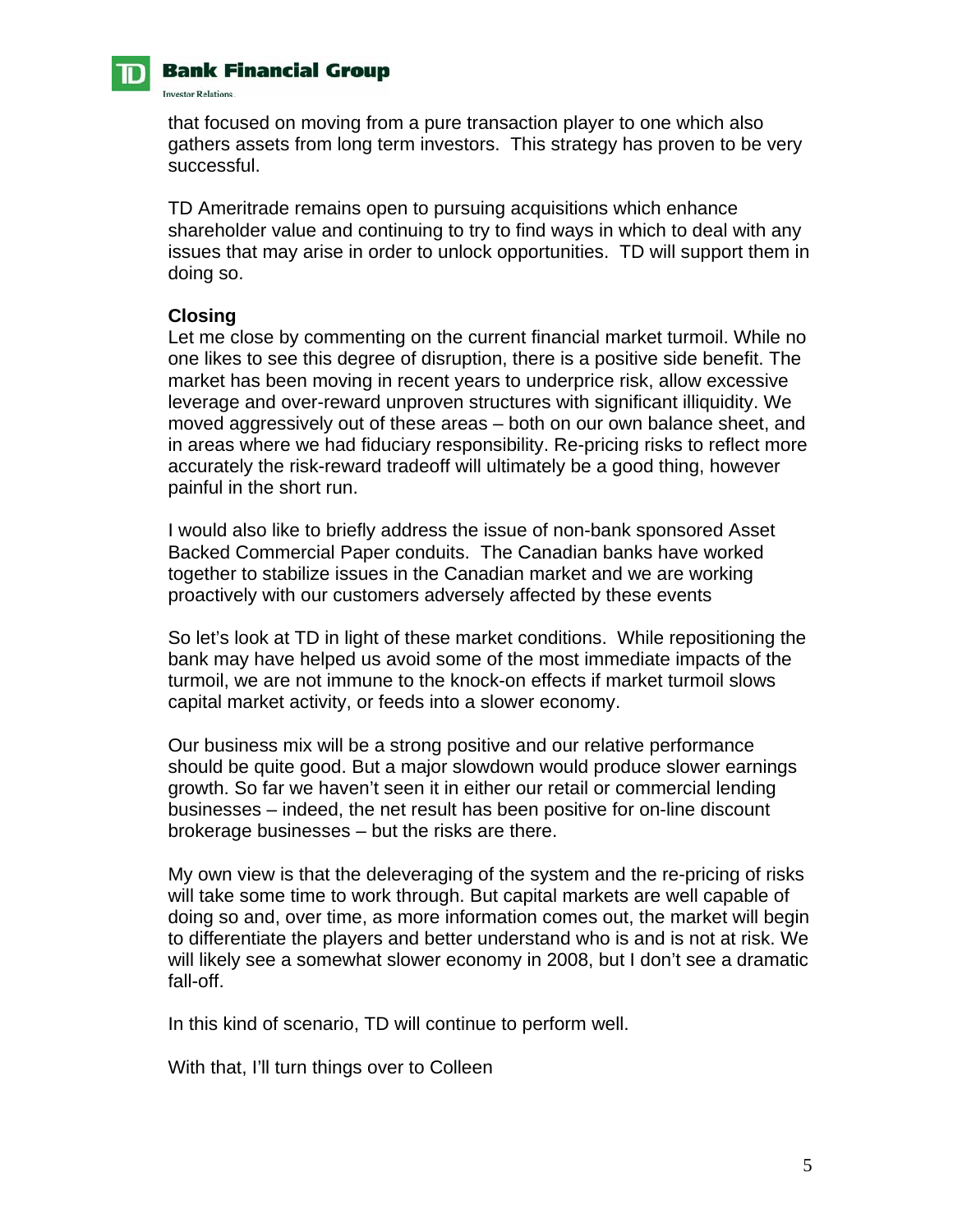that focused on moving from a pure transaction player to one which also gathers assets from long term investors. This strategy has proven to be very successful.

TD Ameritrade remains open to pursuing acquisitions which enhance shareholder value and continuing to try to find ways in which to deal with any issues that may arise in order to unlock opportunities. TD will support them in doing so.

**Closing**

Let me close by commenting on the current financial market turmoil. While no one likes to see this degree of disruption, there is a positive side benefit. The market has been moving in recent years to underprice risk, allow excessive leverage and over-reward unproven structures with significant illiquidity. We moved aggressively out of these areas – both on our own balance sheet, and in areas where we had fiduciary responsibility. Re-pricing risks to reflect more accurately the risk-reward tradeoff will ultimately be a good thing, however painful in the short run.

I would also like to briefly address the issue of non-bank sponsored Asset Backed Commercial Paper conduits. The Canadian banks have worked together to stabilize issues in the Canadian market and we are working proactively with our customers adversely affected by these events

So let's look at TD in light of these market conditions. While repositioning the bank may have helped us avoid some of the most immediate impacts of the turmoil, we are not immune to the knock-on effects if market turmoil slows capital market activity, or feeds into a slower economy.

Our business mix will be a strong positive and our relative performance should be quite good. But a major slowdown would produce slower earnings growth. So far we haven't seen it in either our retail or commercial lending businesses – indeed, the net result has been positive for on-line discount brokerage businesses – but the risks are there.

My own view is that the deleveraging of the system and the re-pricing of risks will take some time to work through. But capital markets are well capable of doing so and, over time, as more information comes out, the market will begin to differentiate the players and better understand who is and is not at risk. We will likely see a somewhat slower economy in 2008, but I don't see a dramatic fall-off.

In this kind of scenario, TD will continue to perform well.

With that, I'll turn things over to Colleen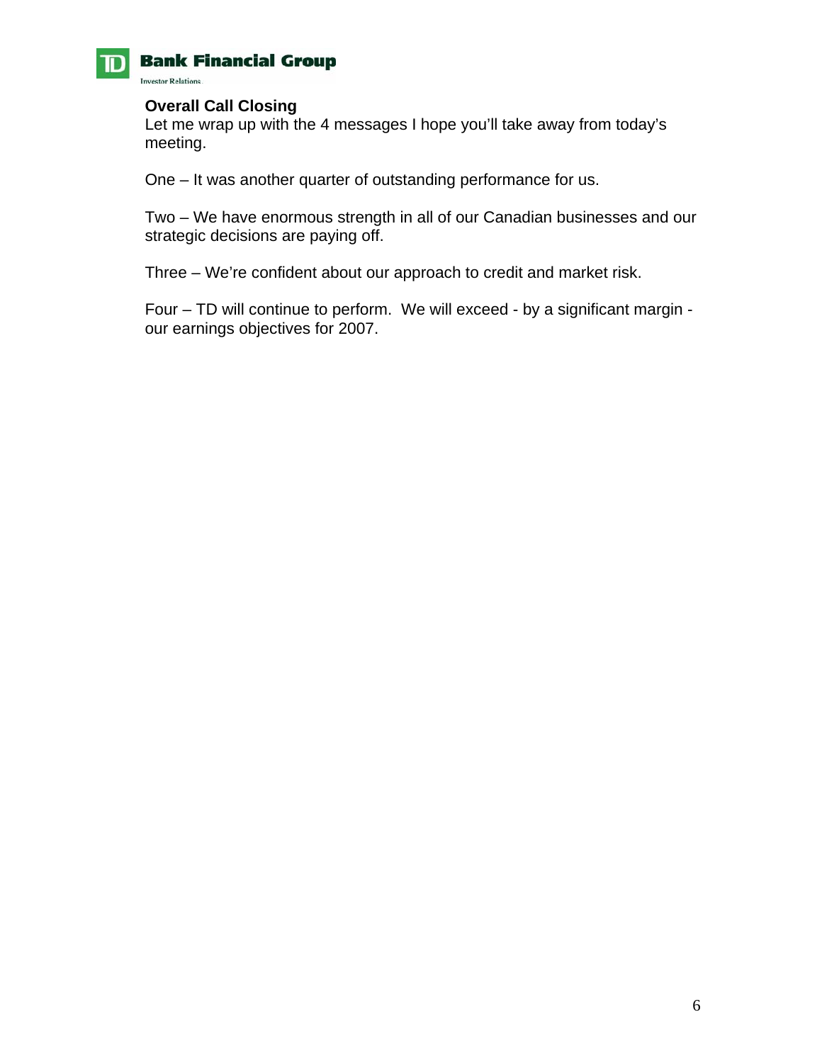**Overall Call Closing**

Let me wrap up with the 4 messages I hope you'll take away from today's meeting.

One – It was another quarter of outstanding performance for us.

Two – We have enormous strength in all of our Canadian businesses and our strategic decisions are paying off.

Three – We're confident about our approach to credit and market risk.

Four – TD will continue to perform. We will exceed - by a significant margin - our earnings objectives for 2007.